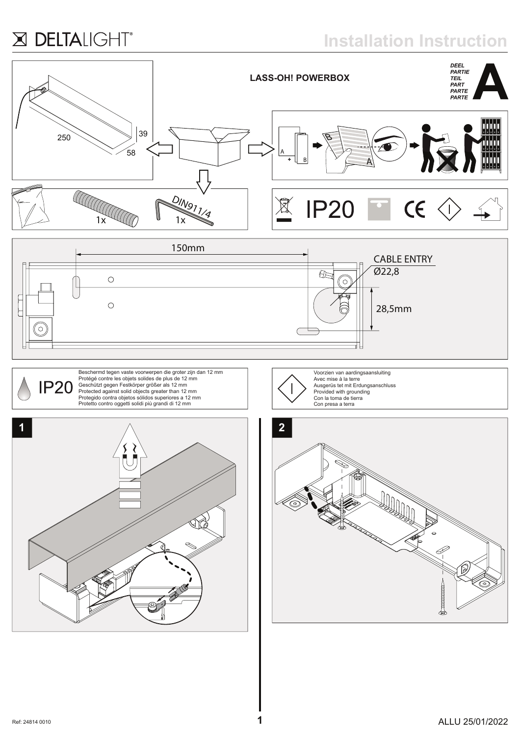DELTALIGHT®

# Installation Instruction

## LASS-OH! POWERBOX

DEEL
PARTIE
TEIL
PART
PARTE
PARTE

**A**

250

39

58

1x

DIN911/4

1x

IP20

150mm

CABLE ENTRY
Ø22,8

28,5mm

IP20

Beschermd tegen vaste voorwerpen die groter zijn dan 12 mm
Protégé contre les objets solides de plus de 12 mm
Geschützt gegen Festkörper größer als 12 mm
Protected against solid objects greater than 12 mm
Protegido contra objetos sólidos superiores a 12 mm
Protetto contro oggetti solidi più grandi di 12 mm

Voorzien van aardingsaansluiting
Avec mise à la terre
Ausgerüs tet mit Erdungsanschluss
Provided with grounding
Con la toma de tierra
Con presa a terra

1

2

Ref: 24814 0010

ALLU 25/01/2022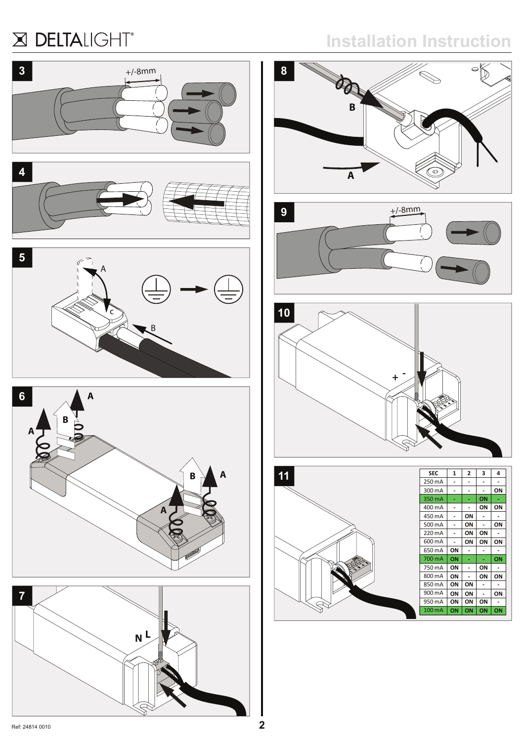**3**

+/-8mm

**4**

**5**

A

B

C

**6**

A

B

A

B

A

A

**7**

N L

**8**

B

A

**9**

+/-8mm

**10**

+ -

**11**

| SEC | 1 | 2 | 3 | 4 |
|---|---|---|---|---|
| 250 mA | - | - | - | - |
| 300 mA | - | - | - | ON |
| 350 mA | - | - | ON | - |
| 400 mA | - | - | ON | ON |
| 450 mA | - | ON | - | - |
| 500 mA | - | ON | - | ON |
| 220 mA | - | ON | ON | - |
| 600 mA | - | ON | ON | ON |
| 650 mA | ON | - | - | - |
| 700 mA | ON | - | - | ON |
| 750 mA | ON | - | ON | - |
| 800 mA | ON | - | ON | ON |
| 850 mA | ON | ON | - | - |
| 900 mA | ON | ON | - | ON |
| 950 mA | ON | ON | ON | - |
| 100 mA | ON | ON | ON | ON |

Ref: 24814 0010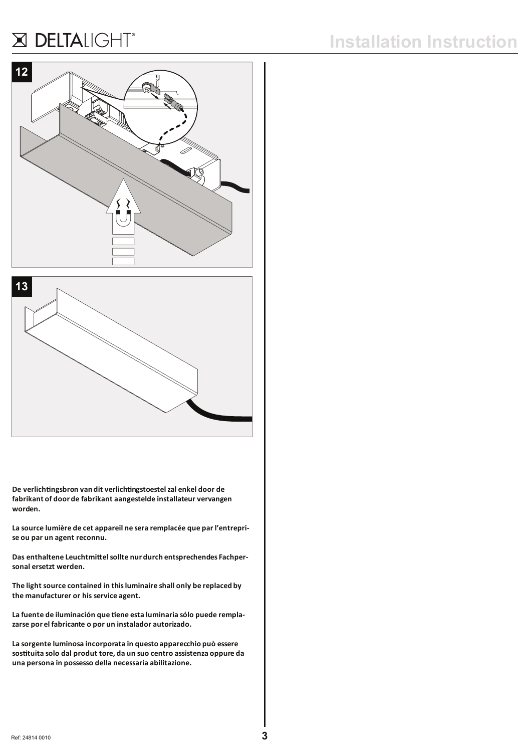12

13

**De verlichtingsbron van dit verlichtingstoestel zal enkel door de fabrikant of door de fabrikant aangestelde installateur vervangen worden.**

**La source lumière de cet appareil ne sera remplacée que par l'entreprise ou par un agent reconnu.**

**Das enthaltene Leuchtmittel sollte nur durch entsprechendes Fachpersonal ersetzt werden.**

**The light source contained in this luminaire shall only be replaced by the manufacturer or his service agent.**

**La fuente de iluminación que tiene esta luminaria sólo puede remplazarse por el fabricante o por un instalador autorizado.**

**La sorgente luminosa incorporata in questo apparecchio può essere sostituita solo dal produt tore, da un suo centro assistenza oppure da una persona in possesso della necessaria abilitazione.**

Ref: 24814 0010